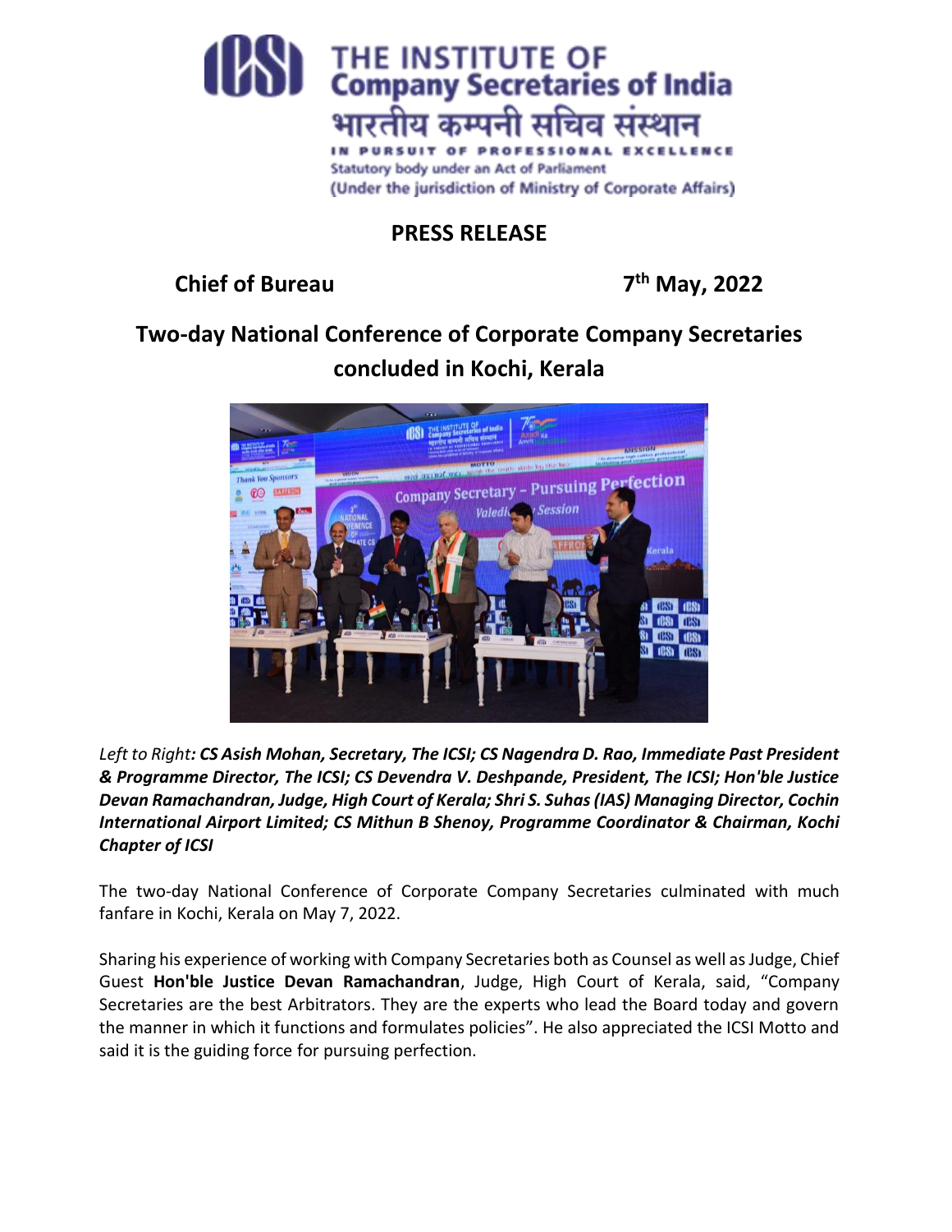THE INSTITUTE OF
Company Secretaries of India
भारतीय कम्पनी सचिव संस्थान
IN PURSUIT OF PROFESSIONAL EXCELLENCE
Statutory body under an Act of Parliament
(Under the jurisdiction of Ministry of Corporate Affairs)

## PRESS RELEASE

**Chief of Bureau** **7th May, 2022**

## Two-day National Conference of Corporate Company Secretaries concluded in Kochi, Kerala

*Left to Right: **CS Asish Mohan, Secretary, The ICSI; CS Nagendra D. Rao, Immediate Past President & Programme Director, The ICSI; CS Devendra V. Deshpande, President, The ICSI; Hon'ble Justice Devan Ramachandran, Judge, High Court of Kerala; Shri S. Suhas (IAS) Managing Director, Cochin International Airport Limited; CS Mithun B Shenoy, Programme Coordinator & Chairman, Kochi Chapter of ICSI***

The two-day National Conference of Corporate Company Secretaries culminated with much fanfare in Kochi, Kerala on May 7, 2022.

Sharing his experience of working with Company Secretaries both as Counsel as well as Judge, Chief Guest **Hon'ble Justice Devan Ramachandran**, Judge, High Court of Kerala, said, "Company Secretaries are the best Arbitrators. They are the experts who lead the Board today and govern the manner in which it functions and formulates policies". He also appreciated the ICSI Motto and said it is the guiding force for pursuing perfection.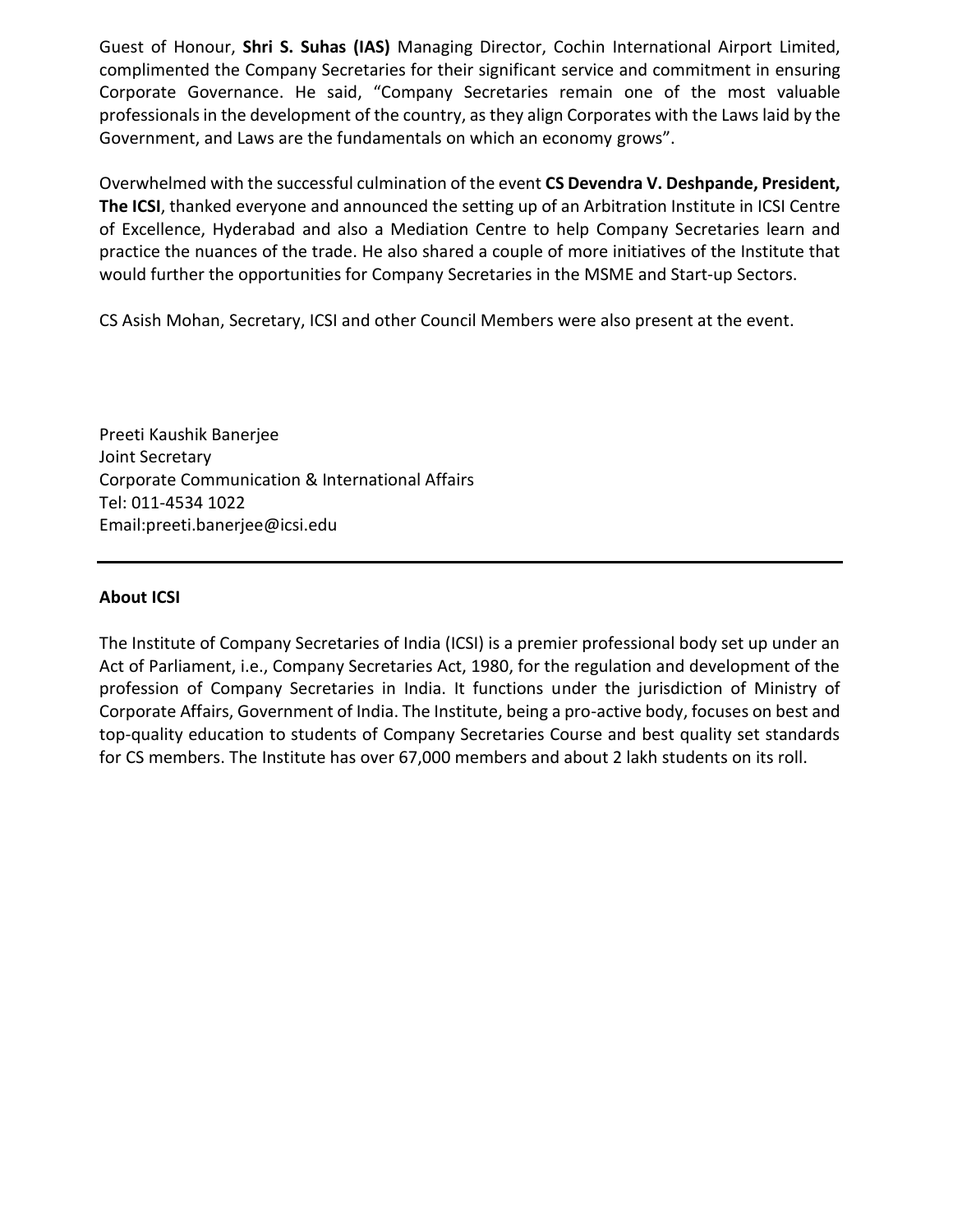Guest of Honour, **Shri S. Suhas (IAS)** Managing Director, Cochin International Airport Limited, complimented the Company Secretaries for their significant service and commitment in ensuring Corporate Governance. He said, "Company Secretaries remain one of the most valuable professionals in the development of the country, as they align Corporates with the Laws laid by the Government, and Laws are the fundamentals on which an economy grows".

Overwhelmed with the successful culmination of the event **CS Devendra V. Deshpande, President, The ICSI**, thanked everyone and announced the setting up of an Arbitration Institute in ICSI Centre of Excellence, Hyderabad and also a Mediation Centre to help Company Secretaries learn and practice the nuances of the trade. He also shared a couple of more initiatives of the Institute that would further the opportunities for Company Secretaries in the MSME and Start-up Sectors.

CS Asish Mohan, Secretary, ICSI and other Council Members were also present at the event.

Preeti Kaushik Banerjee
Joint Secretary
Corporate Communication & International Affairs
Tel: 011-4534 1022
Email:preeti.banerjee@icsi.edu

---

**About ICSI**

The Institute of Company Secretaries of India (ICSI) is a premier professional body set up under an Act of Parliament, i.e., Company Secretaries Act, 1980, for the regulation and development of the profession of Company Secretaries in India. It functions under the jurisdiction of Ministry of Corporate Affairs, Government of India. The Institute, being a pro-active body, focuses on best and top-quality education to students of Company Secretaries Course and best quality set standards for CS members. The Institute has over 67,000 members and about 2 lakh students on its roll.